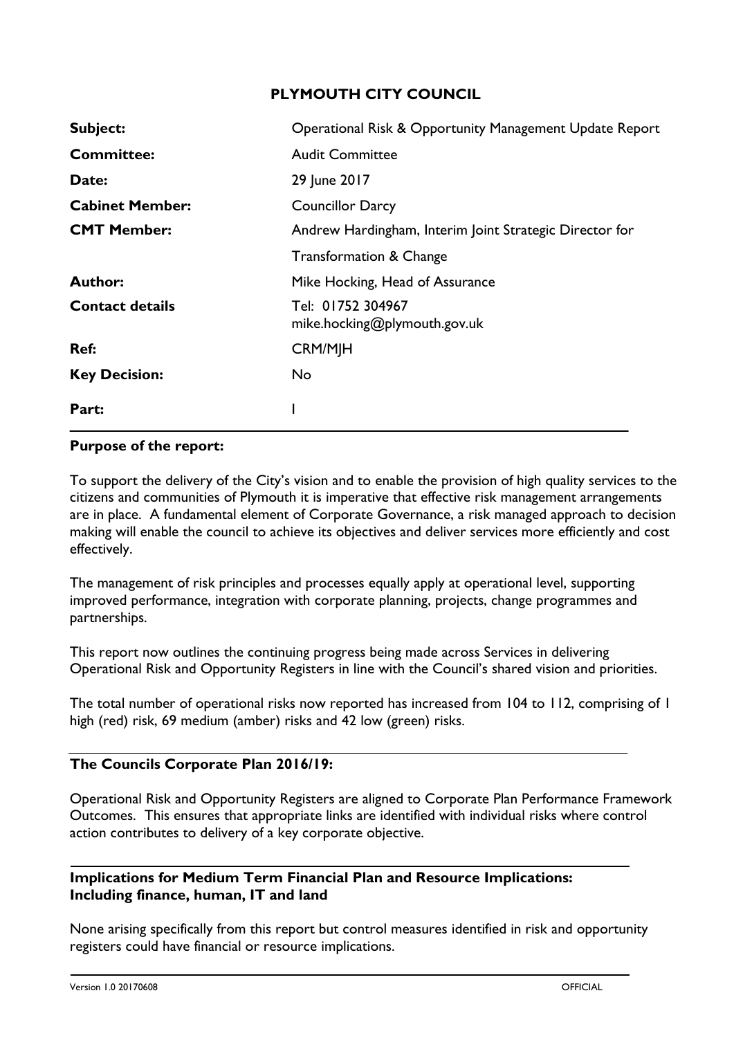# PLYMOUTH CITY COUNCIL

| | |
|---|---|
| **Subject:** | Operational Risk & Opportunity Management Update Report |
| **Committee:** | Audit Committee |
| **Date:** | 29 June 2017 |
| **Cabinet Member:** | Councillor Darcy |
| **CMT Member:** | Andrew Hardingham, Interim Joint Strategic Director for Transformation & Change |
| **Author:** | Mike Hocking, Head of Assurance |
| **Contact details** | Tel: 01752 304967 mike.hocking@plymouth.gov.uk |
| **Ref:** | CRM/MJH |
| **Key Decision:** | No |
| **Part:** | I |

**Purpose of the report:**

To support the delivery of the City's vision and to enable the provision of high quality services to the citizens and communities of Plymouth it is imperative that effective risk management arrangements are in place. A fundamental element of Corporate Governance, a risk managed approach to decision making will enable the council to achieve its objectives and deliver services more efficiently and cost effectively.

The management of risk principles and processes equally apply at operational level, supporting improved performance, integration with corporate planning, projects, change programmes and partnerships.

This report now outlines the continuing progress being made across Services in delivering Operational Risk and Opportunity Registers in line with the Council's shared vision and priorities.

The total number of operational risks now reported has increased from 104 to 112, comprising of 1 high (red) risk, 69 medium (amber) risks and 42 low (green) risks.

**The Councils Corporate Plan 2016/19:**

Operational Risk and Opportunity Registers are aligned to Corporate Plan Performance Framework Outcomes. This ensures that appropriate links are identified with individual risks where control action contributes to delivery of a key corporate objective.

**Implications for Medium Term Financial Plan and Resource Implications: Including finance, human, IT and land**

None arising specifically from this report but control measures identified in risk and opportunity registers could have financial or resource implications.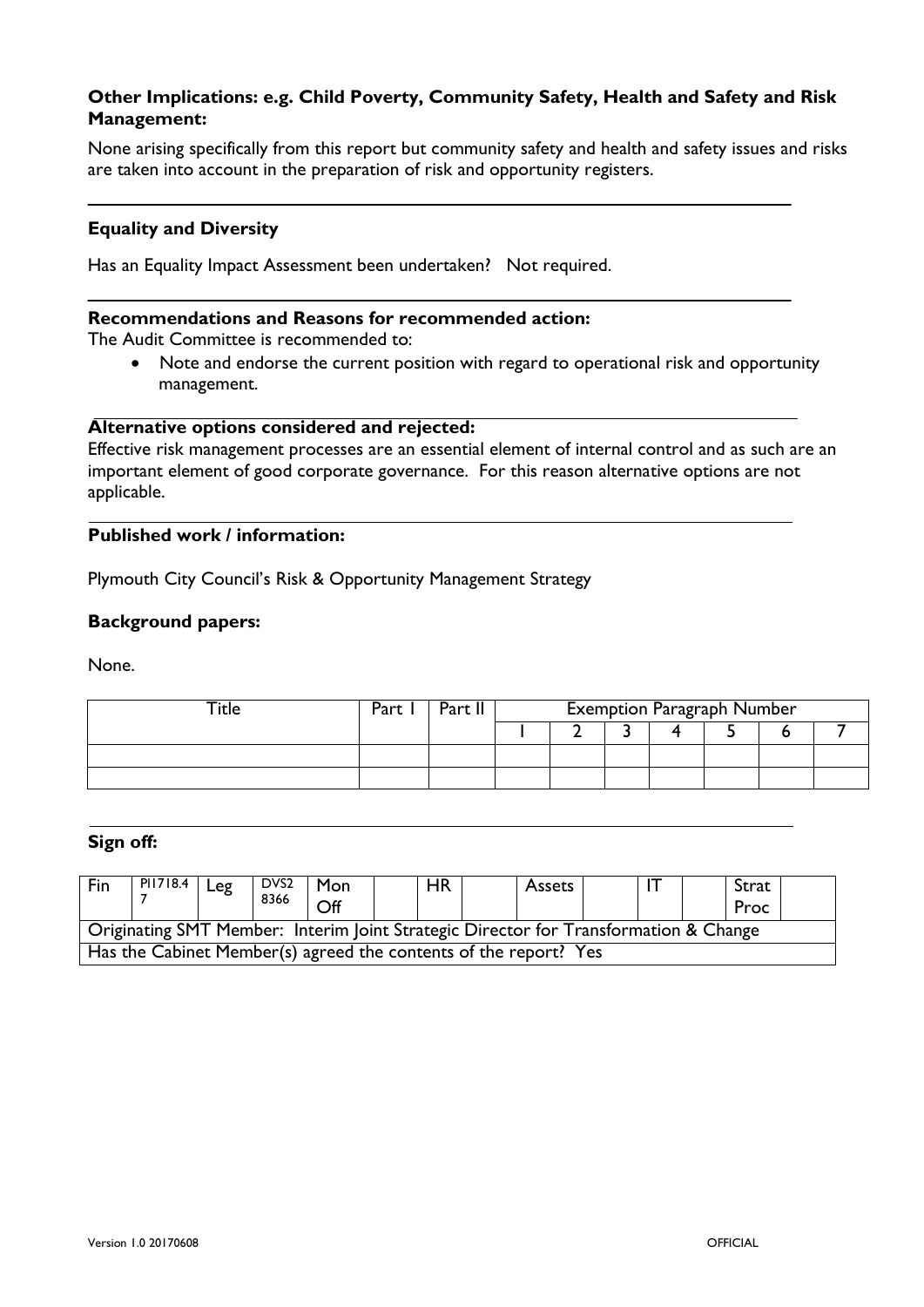**Other Implications: e.g. Child Poverty, Community Safety, Health and Safety and Risk Management:**

None arising specifically from this report but community safety and health and safety issues and risks are taken into account in the preparation of risk and opportunity registers.

**Equality and Diversity**

Has an Equality Impact Assessment been undertaken? Not required.

**Recommendations and Reasons for recommended action:**

The Audit Committee is recommended to:

- Note and endorse the current position with regard to operational risk and opportunity management.

**Alternative options considered and rejected:**

Effective risk management processes are an essential element of internal control and as such are an important element of good corporate governance. For this reason alternative options are not applicable.

**Published work / information:**

Plymouth City Council's Risk & Opportunity Management Strategy

**Background papers:**

None.

| Title | Part I | Part II | Exemption Paragraph Number | | | | | | |
|---|---|---|---|---|---|---|---|---|---|
| | | | 1 | 2 | 3 | 4 | 5 | 6 | 7 |
| | | | | | | | | | |
| | | | | | | | | | |

**Sign off:**

| Fin | PI1718.47 | Leg | DVS28366 | Mon Off | | HR | | Assets | | IT | | Strat Proc | |
|---|---|---|---|---|---|---|---|---|---|---|---|---|---|
| Originating SMT Member: Interim Joint Strategic Director for Transformation & Change | | | | | | | | | | | | | |
| Has the Cabinet Member(s) agreed the contents of the report? Yes | | | | | | | | | | | | | |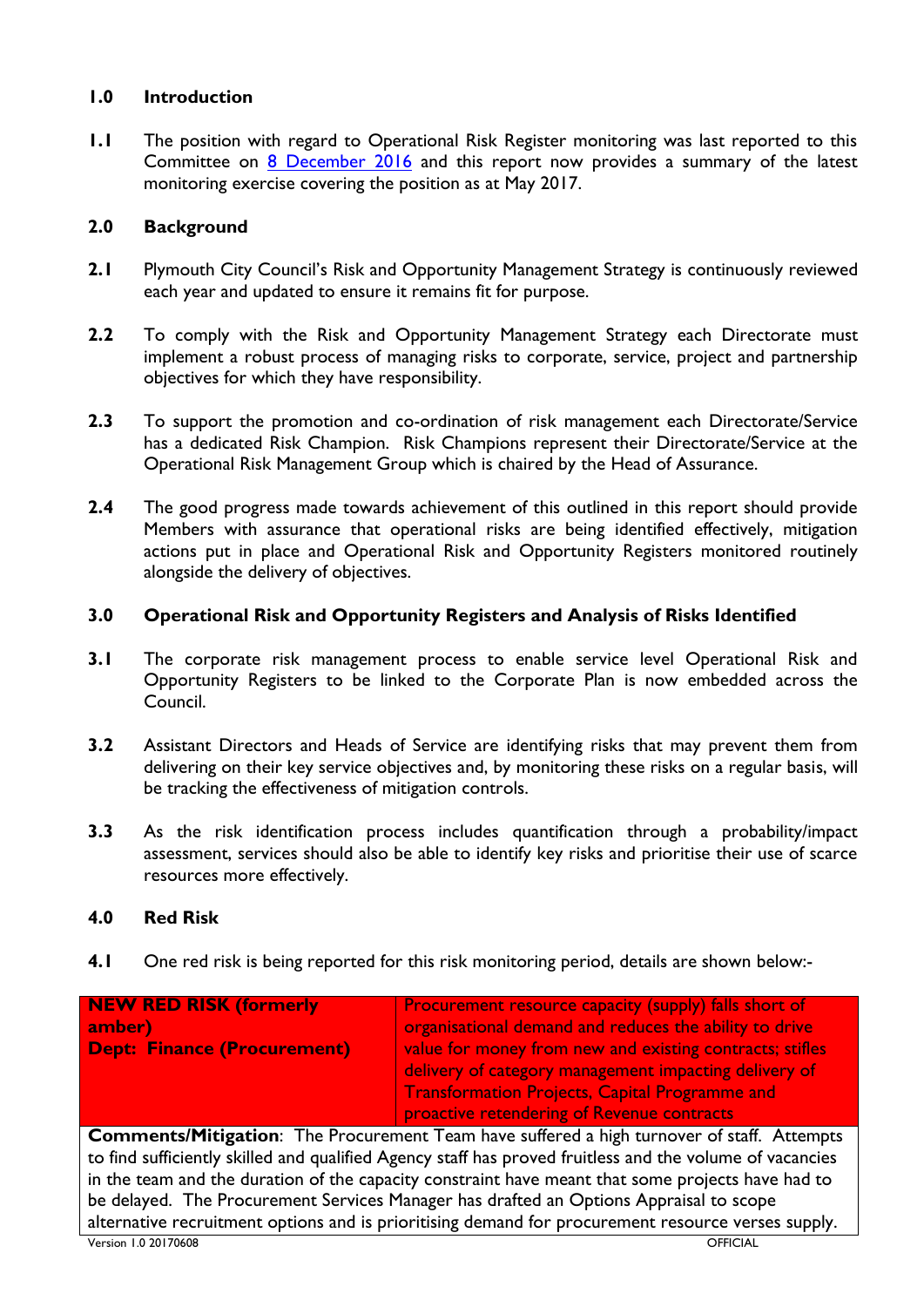## 1.0 Introduction

**1.1** The position with regard to Operational Risk Register monitoring was last reported to this Committee on 8 December 2016 and this report now provides a summary of the latest monitoring exercise covering the position as at May 2017.

## 2.0 Background

**2.1** Plymouth City Council's Risk and Opportunity Management Strategy is continuously reviewed each year and updated to ensure it remains fit for purpose.

**2.2** To comply with the Risk and Opportunity Management Strategy each Directorate must implement a robust process of managing risks to corporate, service, project and partnership objectives for which they have responsibility.

**2.3** To support the promotion and co-ordination of risk management each Directorate/Service has a dedicated Risk Champion. Risk Champions represent their Directorate/Service at the Operational Risk Management Group which is chaired by the Head of Assurance.

**2.4** The good progress made towards achievement of this outlined in this report should provide Members with assurance that operational risks are being identified effectively, mitigation actions put in place and Operational Risk and Opportunity Registers monitored routinely alongside the delivery of objectives.

## 3.0 Operational Risk and Opportunity Registers and Analysis of Risks Identified

**3.1** The corporate risk management process to enable service level Operational Risk and Opportunity Registers to be linked to the Corporate Plan is now embedded across the Council.

**3.2** Assistant Directors and Heads of Service are identifying risks that may prevent them from delivering on their key service objectives and, by monitoring these risks on a regular basis, will be tracking the effectiveness of mitigation controls.

**3.3** As the risk identification process includes quantification through a probability/impact assessment, services should also be able to identify key risks and prioritise their use of scarce resources more effectively.

## 4.0 Red Risk

**4.1** One red risk is being reported for this risk monitoring period, details are shown below:-

| **NEW RED RISK (formerly amber)**<br>**Dept: Finance (Procurement)** | Procurement resource capacity (supply) falls short of organisational demand and reduces the ability to drive value for money from new and existing contracts; stifles delivery of category management impacting delivery of Transformation Projects, Capital Programme and proactive retendering of Revenue contracts |
|---|---|
| **Comments/Mitigation**: The Procurement Team have suffered a high turnover of staff. Attempts to find sufficiently skilled and qualified Agency staff has proved fruitless and the volume of vacancies in the team and the duration of the capacity constraint have meant that some projects have had to be delayed. The Procurement Services Manager has drafted an Options Appraisal to scope alternative recruitment options and is prioritising demand for procurement resource verses supply. | |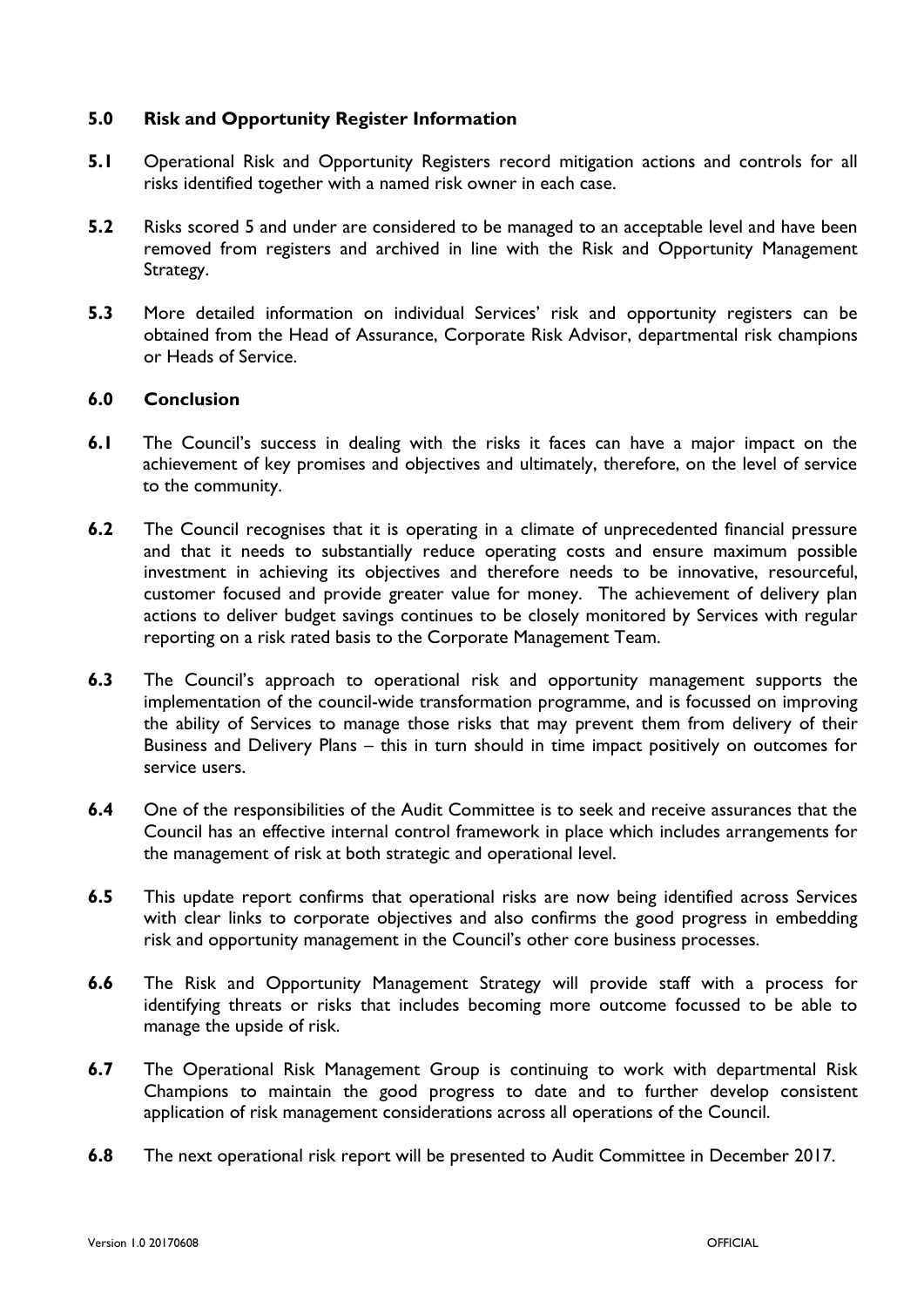## 5.0 Risk and Opportunity Register Information

**5.1** Operational Risk and Opportunity Registers record mitigation actions and controls for all risks identified together with a named risk owner in each case.

**5.2** Risks scored 5 and under are considered to be managed to an acceptable level and have been removed from registers and archived in line with the Risk and Opportunity Management Strategy.

**5.3** More detailed information on individual Services' risk and opportunity registers can be obtained from the Head of Assurance, Corporate Risk Advisor, departmental risk champions or Heads of Service.

## 6.0 Conclusion

**6.1** The Council's success in dealing with the risks it faces can have a major impact on the achievement of key promises and objectives and ultimately, therefore, on the level of service to the community.

**6.2** The Council recognises that it is operating in a climate of unprecedented financial pressure and that it needs to substantially reduce operating costs and ensure maximum possible investment in achieving its objectives and therefore needs to be innovative, resourceful, customer focused and provide greater value for money. The achievement of delivery plan actions to deliver budget savings continues to be closely monitored by Services with regular reporting on a risk rated basis to the Corporate Management Team.

**6.3** The Council's approach to operational risk and opportunity management supports the implementation of the council-wide transformation programme, and is focussed on improving the ability of Services to manage those risks that may prevent them from delivery of their Business and Delivery Plans – this in turn should in time impact positively on outcomes for service users.

**6.4** One of the responsibilities of the Audit Committee is to seek and receive assurances that the Council has an effective internal control framework in place which includes arrangements for the management of risk at both strategic and operational level.

**6.5** This update report confirms that operational risks are now being identified across Services with clear links to corporate objectives and also confirms the good progress in embedding risk and opportunity management in the Council's other core business processes.

**6.6** The Risk and Opportunity Management Strategy will provide staff with a process for identifying threats or risks that includes becoming more outcome focussed to be able to manage the upside of risk.

**6.7** The Operational Risk Management Group is continuing to work with departmental Risk Champions to maintain the good progress to date and to further develop consistent application of risk management considerations across all operations of the Council.

**6.8** The next operational risk report will be presented to Audit Committee in December 2017.